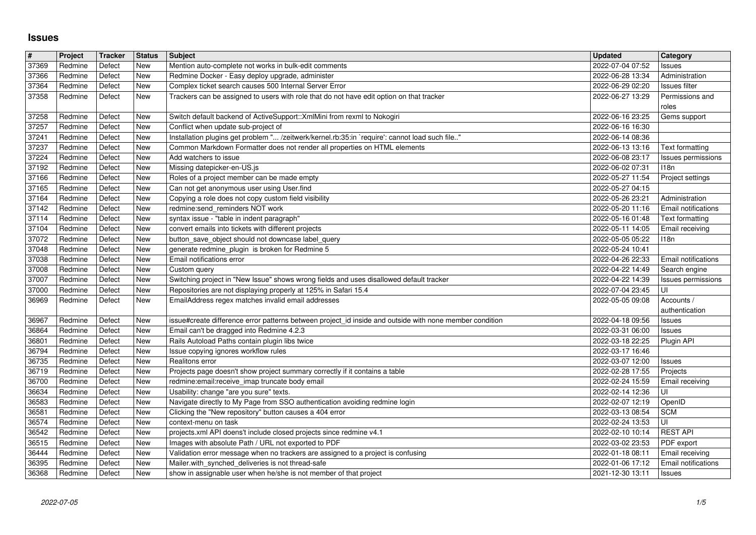# Issues

| # | Project | Tracker | Status | Subject | Updated | Category |
|---|---|---|---|---|---|---|
| 37369 | Redmine | Defect | New | Mention auto-complete not works in bulk-edit comments | 2022-07-04 07:52 | Issues |
| 37366 | Redmine | Defect | New | Redmine Docker - Easy deploy upgrade, administer | 2022-06-28 13:34 | Administration |
| 37364 | Redmine | Defect | New | Complex ticket search causes 500 Internal Server Error | 2022-06-29 02:20 | Issues filter |
| 37358 | Redmine | Defect | New | Trackers can be assigned to users with role that do not have edit option on that tracker | 2022-06-27 13:29 | Permissions and roles |
| 37258 | Redmine | Defect | New | Switch default backend of ActiveSupport::XmlMini from rexml to Nokogiri | 2022-06-16 23:25 | Gems support |
| 37257 | Redmine | Defect | New | Conflict when update sub-project of | 2022-06-16 16:30 | |
| 37241 | Redmine | Defect | New | Installation plugins get problem "... /zeitwerk/kernel.rb:35:in `require': cannot load such file.." | 2022-06-14 08:36 | |
| 37237 | Redmine | Defect | New | Common Markdown Formatter does not render all properties on HTML elements | 2022-06-13 13:16 | Text formatting |
| 37224 | Redmine | Defect | New | Add watchers to issue | 2022-06-08 23:17 | Issues permissions |
| 37192 | Redmine | Defect | New | Missing datepicker-en-US.js | 2022-06-02 07:31 | I18n |
| 37166 | Redmine | Defect | New | Roles of a project member can be made empty | 2022-05-27 11:54 | Project settings |
| 37165 | Redmine | Defect | New | Can not get anonymous user using User.find | 2022-05-27 04:15 | |
| 37164 | Redmine | Defect | New | Copying a role does not copy custom field visibility | 2022-05-26 23:21 | Administration |
| 37142 | Redmine | Defect | New | redmine:send_reminders NOT work | 2022-05-20 11:16 | Email notifications |
| 37114 | Redmine | Defect | New | syntax issue - "table in indent paragraph" | 2022-05-16 01:48 | Text formatting |
| 37104 | Redmine | Defect | New | convert emails into tickets with different projects | 2022-05-11 14:05 | Email receiving |
| 37072 | Redmine | Defect | New | button_save_object should not downcase label_query | 2022-05-05 05:22 | I18n |
| 37048 | Redmine | Defect | New | generate redmine_plugin is broken for Redmine 5 | 2022-05-24 10:41 | |
| 37038 | Redmine | Defect | New | Email notifications error | 2022-04-26 22:33 | Email notifications |
| 37008 | Redmine | Defect | New | Custom query | 2022-04-22 14:49 | Search engine |
| 37007 | Redmine | Defect | New | Switching project in "New Issue" shows wrong fields and uses disallowed default tracker | 2022-04-22 14:39 | Issues permissions |
| 37000 | Redmine | Defect | New | Repositories are not displaying properly at 125% in Safari 15.4 | 2022-07-04 23:45 | UI |
| 36969 | Redmine | Defect | New | EmailAddress regex matches invalid email addresses | 2022-05-05 09:08 | Accounts / authentication |
| 36967 | Redmine | Defect | New | issue#create difference error patterns between project_id inside and outside with none member condition | 2022-04-18 09:56 | Issues |
| 36864 | Redmine | Defect | New | Email can't be dragged into Redmine 4.2.3 | 2022-03-31 06:00 | Issues |
| 36801 | Redmine | Defect | New | Rails Autoload Paths contain plugin libs twice | 2022-03-18 22:25 | Plugin API |
| 36794 | Redmine | Defect | New | Issue copying ignores workflow rules | 2022-03-17 16:46 | |
| 36735 | Redmine | Defect | New | Realitons error | 2022-03-07 12:00 | Issues |
| 36719 | Redmine | Defect | New | Projects page doesn't show project summary correctly if it contains a table | 2022-02-28 17:55 | Projects |
| 36700 | Redmine | Defect | New | redmine:email:receive_imap truncate body email | 2022-02-24 15:59 | Email receiving |
| 36634 | Redmine | Defect | New | Usability: change "are you sure" texts. | 2022-02-14 12:36 | UI |
| 36583 | Redmine | Defect | New | Navigate directly to My Page from SSO authentication avoiding redmine login | 2022-02-07 12:19 | OpenID |
| 36581 | Redmine | Defect | New | Clicking the "New repository" button causes a 404 error | 2022-03-13 08:54 | SCM |
| 36574 | Redmine | Defect | New | context-menu on task | 2022-02-24 13:53 | UI |
| 36542 | Redmine | Defect | New | projects.xml API doens't include closed projects since redmine v4.1 | 2022-02-10 10:14 | REST API |
| 36515 | Redmine | Defect | New | Images with absolute Path / URL not exported to PDF | 2022-03-02 23:53 | PDF export |
| 36444 | Redmine | Defect | New | Validation error message when no trackers are assigned to a project is confusing | 2022-01-18 08:11 | Email receiving |
| 36395 | Redmine | Defect | New | Mailer.with_synched_deliveries is not thread-safe | 2022-01-06 17:12 | Email notifications |
| 36368 | Redmine | Defect | New | show in assignable user when he/she is not member of that project | 2021-12-30 13:11 | Issues |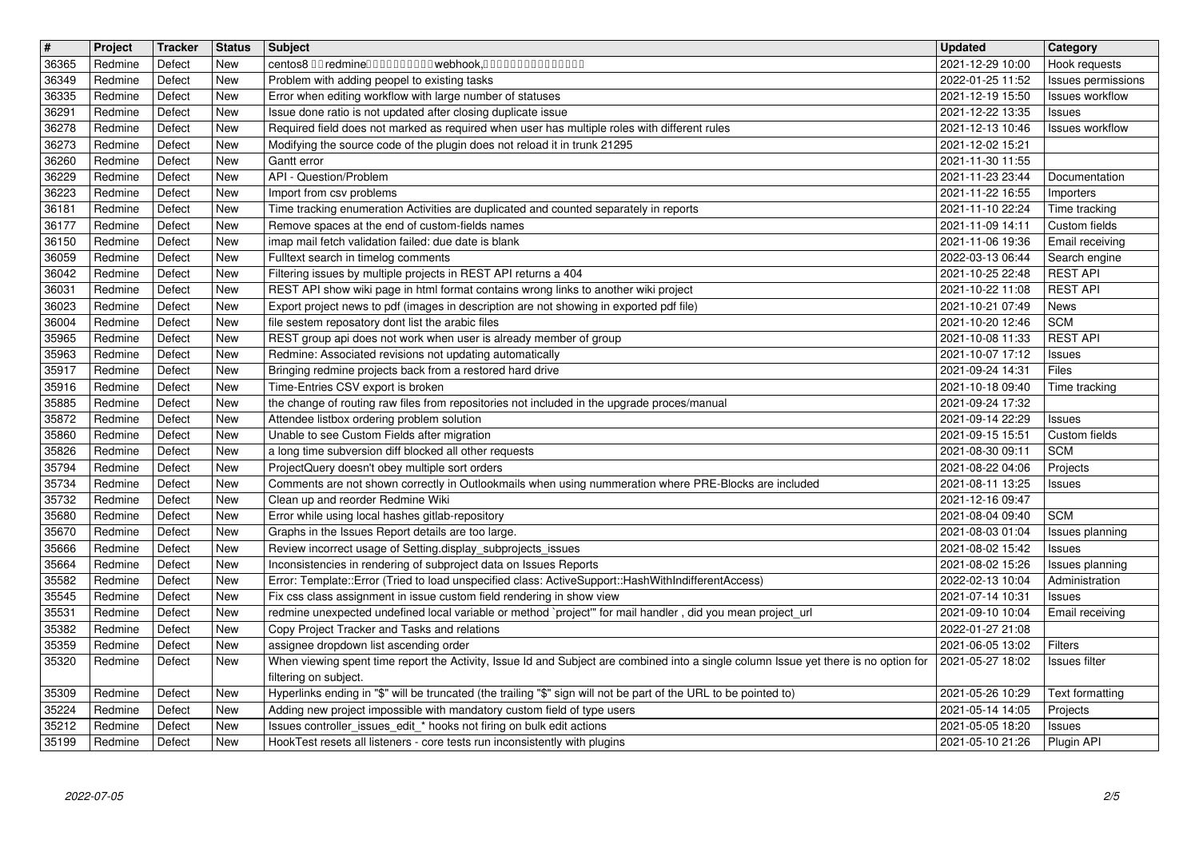| # | Project | Tracker | Status | Subject | Updated | Category |
|---|---|---|---|---|---|---|
| 36365 | Redmine | Defect | New | centos8 □□redmine□□□□□□□□□□webhook,□□□□□□□□□□□□□□□ | 2021-12-29 10:00 | Hook requests |
| 36349 | Redmine | Defect | New | Problem with adding peopel to existing tasks | 2022-01-25 11:52 | Issues permissions |
| 36335 | Redmine | Defect | New | Error when editing workflow with large number of statuses | 2021-12-19 15:50 | Issues workflow |
| 36291 | Redmine | Defect | New | Issue done ratio is not updated after closing duplicate issue | 2021-12-22 13:35 | Issues |
| 36278 | Redmine | Defect | New | Required field does not marked as required when user has multiple roles with different rules | 2021-12-13 10:46 | Issues workflow |
| 36273 | Redmine | Defect | New | Modifying the source code of the plugin does not reload it in trunk 21295 | 2021-12-02 15:21 | |
| 36260 | Redmine | Defect | New | Gantt error | 2021-11-30 11:55 | |
| 36229 | Redmine | Defect | New | API - Question/Problem | 2021-11-23 23:44 | Documentation |
| 36223 | Redmine | Defect | New | Import from csv problems | 2021-11-22 16:55 | Importers |
| 36181 | Redmine | Defect | New | Time tracking enumeration Activities are duplicated and counted separately in reports | 2021-11-10 22:24 | Time tracking |
| 36177 | Redmine | Defect | New | Remove spaces at the end of custom-fields names | 2021-11-09 14:11 | Custom fields |
| 36150 | Redmine | Defect | New | imap mail fetch validation failed: due date is blank | 2021-11-06 19:36 | Email receiving |
| 36059 | Redmine | Defect | New | Fulltext search in timelog comments | 2022-03-13 06:44 | Search engine |
| 36042 | Redmine | Defect | New | Filtering issues by multiple projects in REST API returns a 404 | 2021-10-25 22:48 | REST API |
| 36031 | Redmine | Defect | New | REST API show wiki page in html format contains wrong links to another wiki project | 2021-10-22 11:08 | REST API |
| 36023 | Redmine | Defect | New | Export project news to pdf (images in description are not showing in exported pdf file) | 2021-10-21 07:49 | News |
| 36004 | Redmine | Defect | New | file sestem reposatory dont list the arabic files | 2021-10-20 12:46 | SCM |
| 35965 | Redmine | Defect | New | REST group api does not work when user is already member of group | 2021-10-08 11:33 | REST API |
| 35963 | Redmine | Defect | New | Redmine: Associated revisions not updating automatically | 2021-10-07 17:12 | Issues |
| 35917 | Redmine | Defect | New | Bringing redmine projects back from a restored hard drive | 2021-09-24 14:31 | Files |
| 35916 | Redmine | Defect | New | Time-Entries CSV export is broken | 2021-10-18 09:40 | Time tracking |
| 35885 | Redmine | Defect | New | the change of routing raw files from repositories not included in the upgrade proces/manual | 2021-09-24 17:32 | |
| 35872 | Redmine | Defect | New | Attendee listbox ordering problem solution | 2021-09-14 22:29 | Issues |
| 35860 | Redmine | Defect | New | Unable to see Custom Fields after migration | 2021-09-15 15:51 | Custom fields |
| 35826 | Redmine | Defect | New | a long time subversion diff blocked all other requests | 2021-08-30 09:11 | SCM |
| 35794 | Redmine | Defect | New | ProjectQuery doesn't obey multiple sort orders | 2021-08-22 04:06 | Projects |
| 35734 | Redmine | Defect | New | Comments are not shown correctly in Outlookmails when using nummeration where PRE-Blocks are included | 2021-08-11 13:25 | Issues |
| 35732 | Redmine | Defect | New | Clean up and reorder Redmine Wiki | 2021-12-16 09:47 | |
| 35680 | Redmine | Defect | New | Error while using local hashes gitlab-repository | 2021-08-04 09:40 | SCM |
| 35670 | Redmine | Defect | New | Graphs in the Issues Report details are too large. | 2021-08-03 01:04 | Issues planning |
| 35666 | Redmine | Defect | New | Review incorrect usage of Setting.display_subprojects_issues | 2021-08-02 15:42 | Issues |
| 35664 | Redmine | Defect | New | Inconsistencies in rendering of subproject data on Issues Reports | 2021-08-02 15:26 | Issues planning |
| 35582 | Redmine | Defect | New | Error: Template::Error (Tried to load unspecified class: ActiveSupport::HashWithIndifferentAccess) | 2022-02-13 10:04 | Administration |
| 35545 | Redmine | Defect | New | Fix css class assignment in issue custom field rendering in show view | 2021-07-14 10:31 | Issues |
| 35531 | Redmine | Defect | New | redmine unexpected undefined local variable or method `project'" for mail handler , did you mean project_url | 2021-09-10 10:04 | Email receiving |
| 35382 | Redmine | Defect | New | Copy Project Tracker and Tasks and relations | 2022-01-27 21:08 | |
| 35359 | Redmine | Defect | New | assignee dropdown list ascending order | 2021-06-05 13:02 | Filters |
| 35320 | Redmine | Defect | New | When viewing spent time report the Activity, Issue Id and Subject are combined into a single column Issue yet there is no option for filtering on subject. | 2021-05-27 18:02 | Issues filter |
| 35309 | Redmine | Defect | New | Hyperlinks ending in "$" will be truncated (the trailing "$" sign will not be part of the URL to be pointed to) | 2021-05-26 10:29 | Text formatting |
| 35224 | Redmine | Defect | New | Adding new project impossible with mandatory custom field of type users | 2021-05-14 14:05 | Projects |
| 35212 | Redmine | Defect | New | Issues controller_issues_edit_* hooks not firing on bulk edit actions | 2021-05-05 18:20 | Issues |
| 35199 | Redmine | Defect | New | HookTest resets all listeners - core tests run inconsistently with plugins | 2021-05-10 21:26 | Plugin API |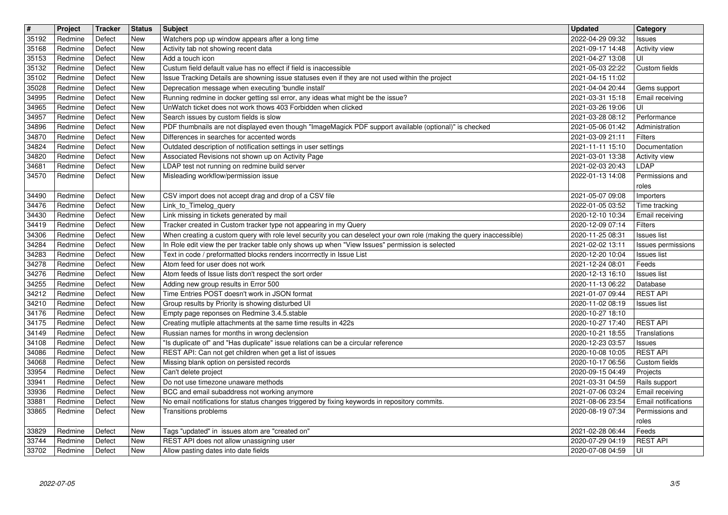| # | Project | Tracker | Status | Subject | Updated | Category |
|---|---|---|---|---|---|---|
| 35192 | Redmine | Defect | New | Watchers pop up window appears after a long time | 2022-04-29 09:32 | Issues |
| 35168 | Redmine | Defect | New | Activity tab not showing recent data | 2021-09-17 14:48 | Activity view |
| 35153 | Redmine | Defect | New | Add a touch icon | 2021-04-27 13:08 | UI |
| 35132 | Redmine | Defect | New | Custum field default value has no effect if field is inaccessible | 2021-05-03 22:22 | Custom fields |
| 35102 | Redmine | Defect | New | Issue Tracking Details are showning issue statuses even if they are not used within the project | 2021-04-15 11:02 | |
| 35028 | Redmine | Defect | New | Deprecation message when executing 'bundle install' | 2021-04-04 20:44 | Gems support |
| 34995 | Redmine | Defect | New | Running redmine in docker getting ssl error, any ideas what might be the issue? | 2021-03-31 15:18 | Email receiving |
| 34965 | Redmine | Defect | New | UnWatch ticket does not work thows 403 Forbidden when clicked | 2021-03-26 19:06 | UI |
| 34957 | Redmine | Defect | New | Search issues by custom fields is slow | 2021-03-28 08:12 | Performance |
| 34896 | Redmine | Defect | New | PDF thumbnails are not displayed even though "ImageMagick PDF support available (optional)" is checked | 2021-05-06 01:42 | Administration |
| 34870 | Redmine | Defect | New | Differences in searches for accented words | 2021-03-09 21:11 | Filters |
| 34824 | Redmine | Defect | New | Outdated description of notification settings in user settings | 2021-11-11 15:10 | Documentation |
| 34820 | Redmine | Defect | New | Associated Revisions not shown up on Activity Page | 2021-03-01 13:38 | Activity view |
| 34681 | Redmine | Defect | New | LDAP test not running on redmine build server | 2021-02-03 20:43 | LDAP |
| 34570 | Redmine | Defect | New | Misleading workflow/permission issue | 2022-01-13 14:08 | Permissions and roles |
| 34490 | Redmine | Defect | New | CSV import does not accept drag and drop of a CSV file | 2021-05-07 09:08 | Importers |
| 34476 | Redmine | Defect | New | Link_to_Timelog_query | 2022-01-05 03:52 | Time tracking |
| 34430 | Redmine | Defect | New | Link missing in tickets generated by mail | 2020-12-10 10:34 | Email receiving |
| 34419 | Redmine | Defect | New | Tracker created in Custom tracker type not appearing in my Query | 2020-12-09 07:14 | Filters |
| 34306 | Redmine | Defect | New | When creating a custom query with role level security you can deselect your own role (making the query inaccessible) | 2020-11-25 08:31 | Issues list |
| 34284 | Redmine | Defect | New | In Role edit view the per tracker table only shows up when "View Issues" permission is selected | 2021-02-02 13:11 | Issues permissions |
| 34283 | Redmine | Defect | New | Text in code / preformatted blocks renders incorrrectly in Issue List | 2020-12-20 10:04 | Issues list |
| 34278 | Redmine | Defect | New | Atom feed for user does not work | 2021-12-24 08:01 | Feeds |
| 34276 | Redmine | Defect | New | Atom feeds of Issue lists don't respect the sort order | 2020-12-13 16:10 | Issues list |
| 34255 | Redmine | Defect | New | Adding new group results in Error 500 | 2020-11-13 06:22 | Database |
| 34212 | Redmine | Defect | New | Time Entries POST doesn't work in JSON format | 2021-01-07 09:44 | REST API |
| 34210 | Redmine | Defect | New | Group results by Priority is showing disturbed UI | 2020-11-02 08:19 | Issues list |
| 34176 | Redmine | Defect | New | Empty page reponses on Redmine 3.4.5.stable | 2020-10-27 18:10 | |
| 34175 | Redmine | Defect | New | Creating mutliple attachments at the same time results in 422s | 2020-10-27 17:40 | REST API |
| 34149 | Redmine | Defect | New | Russian names for months in wrong declension | 2020-10-21 18:55 | Translations |
| 34108 | Redmine | Defect | New | "Is duplicate of" and "Has duplicate" issue relations can be a circular reference | 2020-12-23 03:57 | Issues |
| 34086 | Redmine | Defect | New | REST API: Can not get children when get a list of issues | 2020-10-08 10:05 | REST API |
| 34068 | Redmine | Defect | New | Missing blank option on persisted records | 2020-10-17 06:56 | Custom fields |
| 33954 | Redmine | Defect | New | Can't delete project | 2020-09-15 04:49 | Projects |
| 33941 | Redmine | Defect | New | Do not use timezone unaware methods | 2021-03-31 04:59 | Rails support |
| 33936 | Redmine | Defect | New | BCC and email subaddress not working anymore | 2021-07-06 03:24 | Email receiving |
| 33881 | Redmine | Defect | New | No email notifications for status changes triggered by fixing keywords in repository commits. | 2021-08-06 23:54 | Email notifications |
| 33865 | Redmine | Defect | New | Transitions problems | 2020-08-19 07:34 | Permissions and roles |
| 33829 | Redmine | Defect | New | Tags "updated" in issues atom are "created on" | 2021-02-28 06:44 | Feeds |
| 33744 | Redmine | Defect | New | REST API does not allow unassigning user | 2020-07-29 04:19 | REST API |
| 33702 | Redmine | Defect | New | Allow pasting dates into date fields | 2020-07-08 04:59 | UI |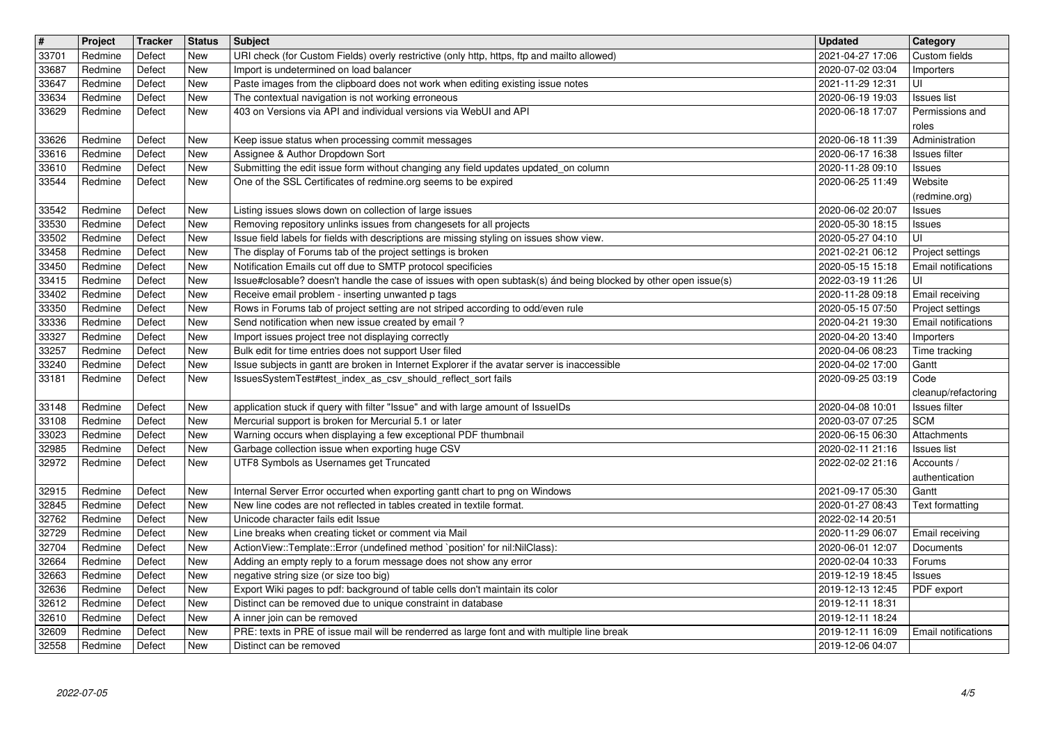| # | Project | Tracker | Status | Subject | Updated | Category |
|---|---|---|---|---|---|---|
| 33701 | Redmine | Defect | New | URI check (for Custom Fields) overly restrictive (only http, https, ftp and mailto allowed) | 2021-04-27 17:06 | Custom fields |
| 33687 | Redmine | Defect | New | Import is undetermined on load balancer | 2020-07-02 03:04 | Importers |
| 33647 | Redmine | Defect | New | Paste images from the clipboard does not work when editing existing issue notes | 2021-11-29 12:31 | UI |
| 33634 | Redmine | Defect | New | The contextual navigation is not working erroneous | 2020-06-19 19:03 | Issues list |
| 33629 | Redmine | Defect | New | 403 on Versions via API and individual versions via WebUI and API | 2020-06-18 17:07 | Permissions and roles |
| 33626 | Redmine | Defect | New | Keep issue status when processing commit messages | 2020-06-18 11:39 | Administration |
| 33616 | Redmine | Defect | New | Assignee & Author Dropdown Sort | 2020-06-17 16:38 | Issues filter |
| 33610 | Redmine | Defect | New | Submitting the edit issue form without changing any field updates updated_on column | 2020-11-28 09:10 | Issues |
| 33544 | Redmine | Defect | New | One of the SSL Certificates of redmine.org seems to be expired | 2020-06-25 11:49 | Website (redmine.org) |
| 33542 | Redmine | Defect | New | Listing issues slows down on collection of large issues | 2020-06-02 20:07 | Issues |
| 33530 | Redmine | Defect | New | Removing repository unlinks issues from changesets for all projects | 2020-05-30 18:15 | Issues |
| 33502 | Redmine | Defect | New | Issue field labels for fields with descriptions are missing styling on issues show view. | 2020-05-27 04:10 | UI |
| 33458 | Redmine | Defect | New | The display of Forums tab of the project settings is broken | 2021-02-21 06:12 | Project settings |
| 33450 | Redmine | Defect | New | Notification Emails cut off due to SMTP protocol specificies | 2020-05-15 15:18 | Email notifications |
| 33415 | Redmine | Defect | New | Issue#closable? doesn't handle the case of issues with open subtask(s) ánd being blocked by other open issue(s) | 2022-03-19 11:26 | UI |
| 33402 | Redmine | Defect | New | Receive email problem - inserting unwanted p tags | 2020-11-28 09:18 | Email receiving |
| 33350 | Redmine | Defect | New | Rows in Forums tab of project setting are not striped according to odd/even rule | 2020-05-15 07:50 | Project settings |
| 33336 | Redmine | Defect | New | Send notification when new issue created by email ? | 2020-04-21 19:30 | Email notifications |
| 33327 | Redmine | Defect | New | Import issues project tree not displaying correctly | 2020-04-20 13:40 | Importers |
| 33257 | Redmine | Defect | New | Bulk edit for time entries does not support User filed | 2020-04-06 08:23 | Time tracking |
| 33240 | Redmine | Defect | New | Issue subjects in gantt are broken in Internet Explorer if the avatar server is inaccessible | 2020-04-02 17:00 | Gantt |
| 33181 | Redmine | Defect | New | IssuesSystemTest#test_index_as_csv_should_reflect_sort fails | 2020-09-25 03:19 | Code cleanup/refactoring |
| 33148 | Redmine | Defect | New | application stuck if query with filter "Issue" and with large amount of IssueIDs | 2020-04-08 10:01 | Issues filter |
| 33108 | Redmine | Defect | New | Mercurial support is broken for Mercurial 5.1 or later | 2020-03-07 07:25 | SCM |
| 33023 | Redmine | Defect | New | Warning occurs when displaying a few exceptional PDF thumbnail | 2020-06-15 06:30 | Attachments |
| 32985 | Redmine | Defect | New | Garbage collection issue when exporting huge CSV | 2020-02-11 21:16 | Issues list |
| 32972 | Redmine | Defect | New | UTF8 Symbols as Usernames get Truncated | 2022-02-02 21:16 | Accounts / authentication |
| 32915 | Redmine | Defect | New | Internal Server Error occurted when exporting gantt chart to png on Windows | 2021-09-17 05:30 | Gantt |
| 32845 | Redmine | Defect | New | New line codes are not reflected in tables created in textile format. | 2020-01-27 08:43 | Text formatting |
| 32762 | Redmine | Defect | New | Unicode character fails edit Issue | 2022-02-14 20:51 | |
| 32729 | Redmine | Defect | New | Line breaks when creating ticket or comment via Mail | 2020-11-29 06:07 | Email receiving |
| 32704 | Redmine | Defect | New | ActionView::Template::Error (undefined method `position' for nil:NilClass): | 2020-06-01 12:07 | Documents |
| 32664 | Redmine | Defect | New | Adding an empty reply to a forum message does not show any error | 2020-02-04 10:33 | Forums |
| 32663 | Redmine | Defect | New | negative string size (or size too big) | 2019-12-19 18:45 | Issues |
| 32636 | Redmine | Defect | New | Export Wiki pages to pdf: background of table cells don't maintain its color | 2019-12-13 12:45 | PDF export |
| 32612 | Redmine | Defect | New | Distinct can be removed due to unique constraint in database | 2019-12-11 18:31 | |
| 32610 | Redmine | Defect | New | A inner join can be removed | 2019-12-11 18:24 | |
| 32609 | Redmine | Defect | New | PRE: texts in PRE of issue mail will be renderred as large font and with multiple line break | 2019-12-11 16:09 | Email notifications |
| 32558 | Redmine | Defect | New | Distinct can be removed | 2019-12-06 04:07 | |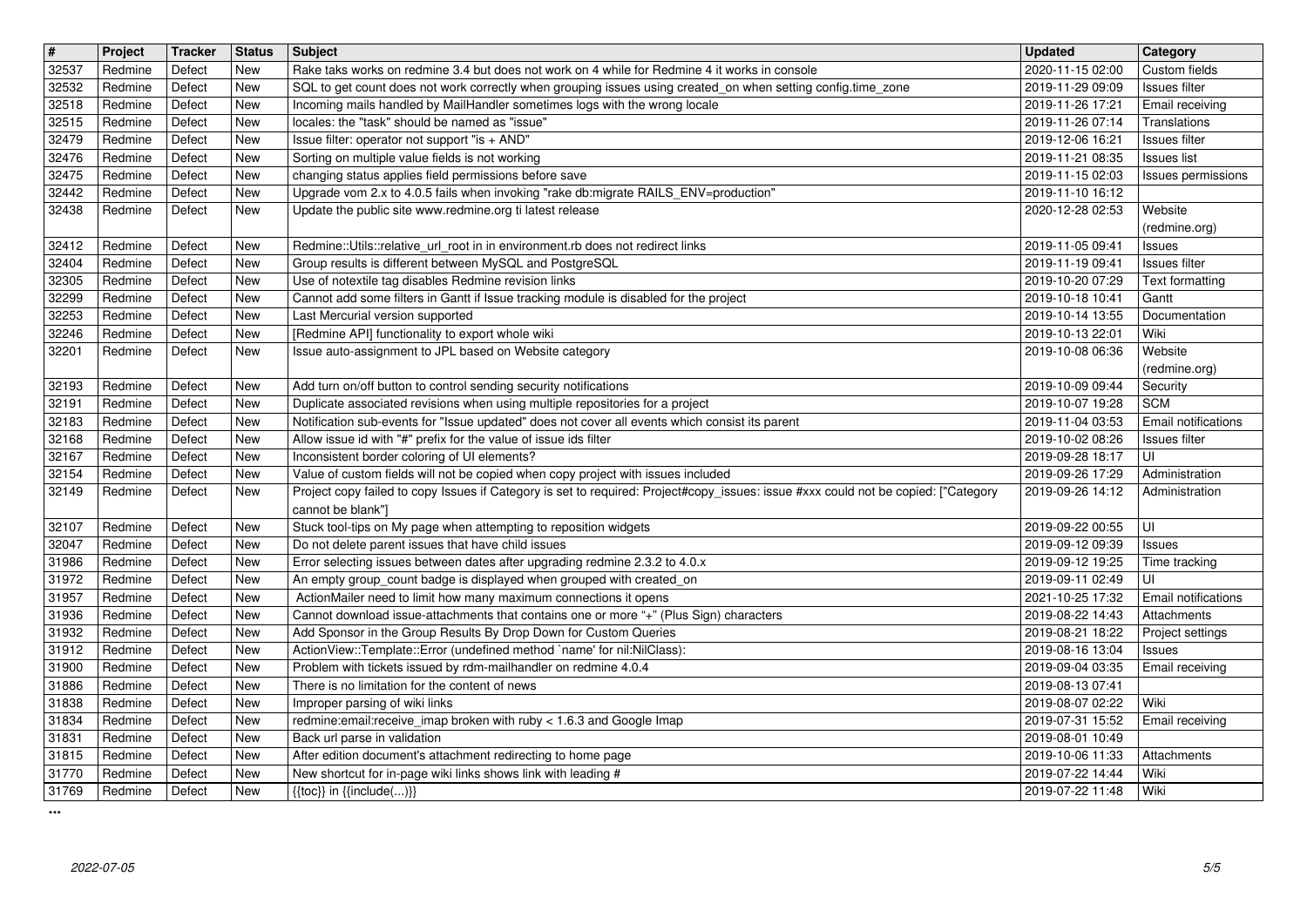| # | Project | Tracker | Status | Subject | Updated | Category |
|---|---|---|---|---|---|---|
| 32537 | Redmine | Defect | New | Rake taks works on redmine 3.4 but does not work on 4 while for Redmine 4 it works in console | 2020-11-15 02:00 | Custom fields |
| 32532 | Redmine | Defect | New | SQL to get count does not work correctly when grouping issues using created_on when setting config.time_zone | 2019-11-29 09:09 | Issues filter |
| 32518 | Redmine | Defect | New | Incoming mails handled by MailHandler sometimes logs with the wrong locale | 2019-11-26 17:21 | Email receiving |
| 32515 | Redmine | Defect | New | locales: the "task" should be named as "issue" | 2019-11-26 07:14 | Translations |
| 32479 | Redmine | Defect | New | Issue filter: operator not support "is + AND" | 2019-12-06 16:21 | Issues filter |
| 32476 | Redmine | Defect | New | Sorting on multiple value fields is not working | 2019-11-21 08:35 | Issues list |
| 32475 | Redmine | Defect | New | changing status applies field permissions before save | 2019-11-15 02:03 | Issues permissions |
| 32442 | Redmine | Defect | New | Upgrade vom 2.x to 4.0.5 fails when invoking "rake db:migrate RAILS_ENV=production" | 2019-11-10 16:12 | |
| 32438 | Redmine | Defect | New | Update the public site www.redmine.org ti latest release | 2020-12-28 02:53 | Website (redmine.org) |
| 32412 | Redmine | Defect | New | Redmine::Utils::relative_url_root in in environment.rb does not redirect links | 2019-11-05 09:41 | Issues |
| 32404 | Redmine | Defect | New | Group results is different between MySQL and PostgreSQL | 2019-11-19 09:41 | Issues filter |
| 32305 | Redmine | Defect | New | Use of notextile tag disables Redmine revision links | 2019-10-20 07:29 | Text formatting |
| 32299 | Redmine | Defect | New | Cannot add some filters in Gantt if Issue tracking module is disabled for the project | 2019-10-18 10:41 | Gantt |
| 32253 | Redmine | Defect | New | Last Mercurial version supported | 2019-10-14 13:55 | Documentation |
| 32246 | Redmine | Defect | New | [Redmine API] functionality to export whole wiki | 2019-10-13 22:01 | Wiki |
| 32201 | Redmine | Defect | New | Issue auto-assignment to JPL based on Website category | 2019-10-08 06:36 | Website (redmine.org) |
| 32193 | Redmine | Defect | New | Add turn on/off button to control sending security notifications | 2019-10-09 09:44 | Security |
| 32191 | Redmine | Defect | New | Duplicate associated revisions when using multiple repositories for a project | 2019-10-07 19:28 | SCM |
| 32183 | Redmine | Defect | New | Notification sub-events for "Issue updated" does not cover all events which consist its parent | 2019-11-04 03:53 | Email notifications |
| 32168 | Redmine | Defect | New | Allow issue id with "#" prefix for the value of issue ids filter | 2019-10-02 08:26 | Issues filter |
| 32167 | Redmine | Defect | New | Inconsistent border coloring of UI elements? | 2019-09-28 18:17 | UI |
| 32154 | Redmine | Defect | New | Value of custom fields will not be copied when copy project with issues included | 2019-09-26 17:29 | Administration |
| 32149 | Redmine | Defect | New | Project copy failed to copy Issues if Category is set to required: Project#copy_issues: issue #xxx could not be copied: ["Category cannot be blank"] | 2019-09-26 14:12 | Administration |
| 32107 | Redmine | Defect | New | Stuck tool-tips on My page when attempting to reposition widgets | 2019-09-22 00:55 | UI |
| 32047 | Redmine | Defect | New | Do not delete parent issues that have child issues | 2019-09-12 09:39 | Issues |
| 31986 | Redmine | Defect | New | Error selecting issues between dates after upgrading redmine 2.3.2 to 4.0.x | 2019-09-12 19:25 | Time tracking |
| 31972 | Redmine | Defect | New | An empty group_count badge is displayed when grouped with created_on | 2019-09-11 02:49 | UI |
| 31957 | Redmine | Defect | New | ActionMailer need to limit how many maximum connections it opens | 2021-10-25 17:32 | Email notifications |
| 31936 | Redmine | Defect | New | Cannot download issue-attachments that contains one or more "+" (Plus Sign) characters | 2019-08-22 14:43 | Attachments |
| 31932 | Redmine | Defect | New | Add Sponsor in the Group Results By Drop Down for Custom Queries | 2019-08-21 18:22 | Project settings |
| 31912 | Redmine | Defect | New | ActionView::Template::Error (undefined method `name' for nil:NilClass): | 2019-08-16 13:04 | Issues |
| 31900 | Redmine | Defect | New | Problem with tickets issued by rdm-mailhandler on redmine 4.0.4 | 2019-09-04 03:35 | Email receiving |
| 31886 | Redmine | Defect | New | There is no limitation for the content of news | 2019-08-13 07:41 | |
| 31838 | Redmine | Defect | New | Improper parsing of wiki links | 2019-08-07 02:22 | Wiki |
| 31834 | Redmine | Defect | New | redmine:email:receive_imap broken with ruby < 1.6.3 and Google Imap | 2019-07-31 15:52 | Email receiving |
| 31831 | Redmine | Defect | New | Back url parse in validation | 2019-08-01 10:49 | |
| 31815 | Redmine | Defect | New | After edition document's attachment redirecting to home page | 2019-10-06 11:33 | Attachments |
| 31770 | Redmine | Defect | New | New shortcut for in-page wiki links shows link with leading # | 2019-07-22 14:44 | Wiki |
| 31769 | Redmine | Defect | New | {{toc}} in {{include(...)}} | 2019-07-22 11:48 | Wiki |

...